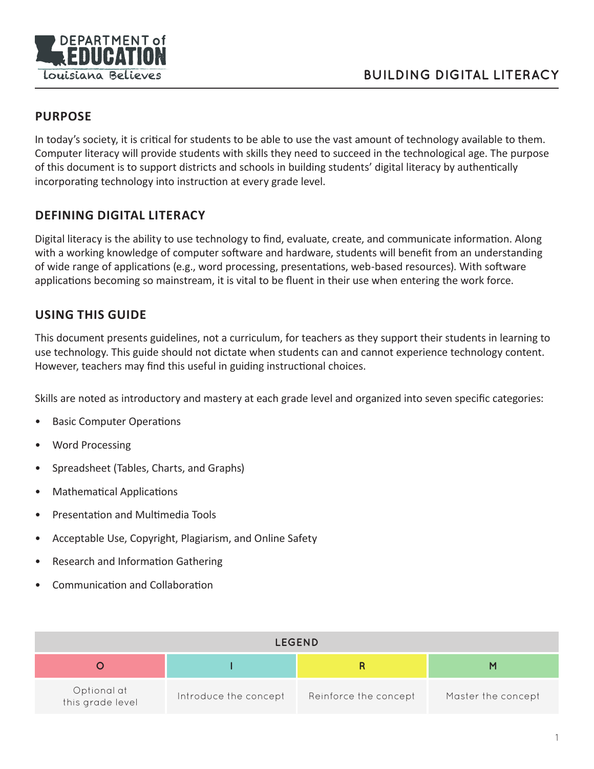# BUILDING DIGITAL LITERACY

## PURPOSE

In today's society, it is critical for students to be able to use the vast amount of technology available to them. Computer literacy will provide students with skills they need to succeed in the technological age. The purpose of this document is to support districts and schools in building students' digital literacy by authentically incorporating technology into instruction at every grade level.

## DEFINING DIGITAL LITERACY

Digital literacy is the ability to use technology to find, evaluate, create, and communicate information. Along with a working knowledge of computer software and hardware, students will benefit from an understanding of wide range of applications (e.g., word processing, presentations, web-based resources). With software applications becoming so mainstream, it is vital to be fluent in their use when entering the work force.

## USING THIS GUIDE

This document presents guidelines, not a curriculum, for teachers as they support their students in learning to use technology. This guide should not dictate when students can and cannot experience technology content. However, teachers may find this useful in guiding instructional choices.

Skills are noted as introductory and mastery at each grade level and organized into seven specific categories:

- Basic Computer Operations
- Word Processing
- Spreadsheet (Tables, Charts, and Graphs)
- Mathematical Applications
- Presentation and Multimedia Tools
- Acceptable Use, Copyright, Plagiarism, and Online Safety
- Research and Information Gathering
- Communication and Collaboration

| LEGEND | | | |
|---|---|---|---|
| O | I | R | M |
| Optional at this grade level | Introduce the concept | Reinforce the concept | Master the concept |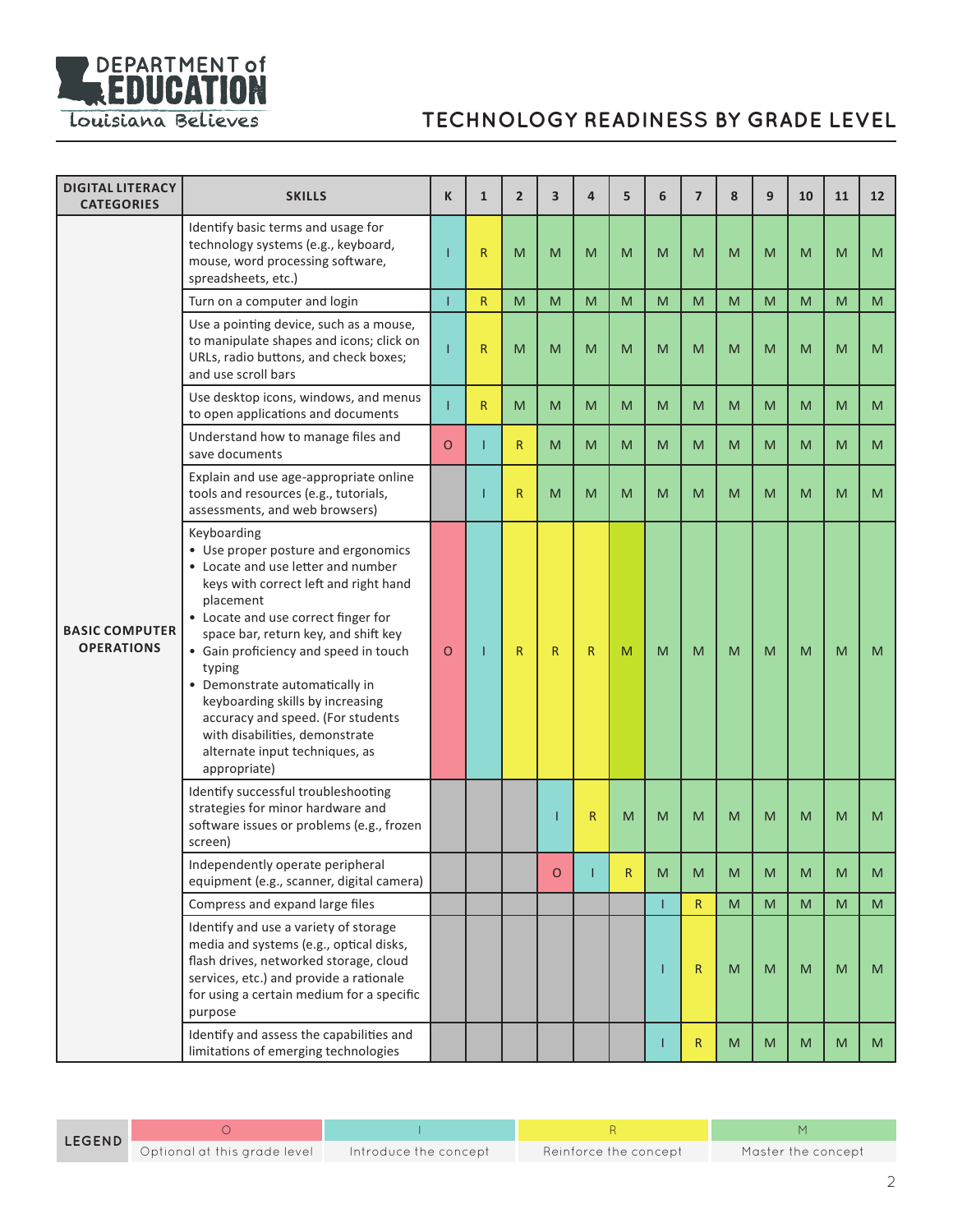# TECHNOLOGY READINESS BY GRADE LEVEL

| DIGITAL LITERACY CATEGORIES | SKILLS | K | 1 | 2 | 3 | 4 | 5 | 6 | 7 | 8 | 9 | 10 | 11 | 12 |
|---|---|---|---|---|---|---|---|---|---|---|---|---|---|---|
| BASIC COMPUTER OPERATIONS | Identify basic terms and usage for technology systems (e.g., keyboard, mouse, word processing software, spreadsheets, etc.) | I | R | M | M | M | M | M | M | M | M | M | M | M |
| | Turn on a computer and login | I | R | M | M | M | M | M | M | M | M | M | M | M |
| | Use a pointing device, such as a mouse, to manipulate shapes and icons; click on URLs, radio buttons, and check boxes; and use scroll bars | I | R | M | M | M | M | M | M | M | M | M | M | M |
| | Use desktop icons, windows, and menus to open applications and documents | I | R | M | M | M | M | M | M | M | M | M | M | M |
| | Understand how to manage files and save documents | O | I | R | M | M | M | M | M | M | M | M | M | M |
| | Explain and use age-appropriate online tools and resources (e.g., tutorials, assessments, and web browsers) | | I | R | M | M | M | M | M | M | M | M | M | M |
| | Keyboarding<br>• Use proper posture and ergonomics<br>• Locate and use letter and number keys with correct left and right hand placement<br>• Locate and use correct finger for space bar, return key, and shift key<br>• Gain proficiency and speed in touch typing<br>• Demonstrate automatically in keyboarding skills by increasing accuracy and speed. (For students with disabilities, demonstrate alternate input techniques, as appropriate) | O | I | R | R | R | M | M | M | M | M | M | M | M |
| | Identify successful troubleshooting strategies for minor hardware and software issues or problems (e.g., frozen screen) | | | | I | R | M | M | M | M | M | M | M | M |
| | Independently operate peripheral equipment (e.g., scanner, digital camera) | | | | O | I | R | M | M | M | M | M | M | M |
| | Compress and expand large files | | | | | | | I | R | M | M | M | M | M |
| | Identify and use a variety of storage media and systems (e.g., optical disks, flash drives, networked storage, cloud services, etc.) and provide a rationale for using a certain medium for a specific purpose | | | | | | | I | R | M | M | M | M | M |
| | Identify and assess the capabilities and limitations of emerging technologies | | | | | | | I | R | M | M | M | M | M |

| LEGEND | O | I | R | M |
|---|---|---|---|---|
| | Optional at this grade level | Introduce the concept | Reinforce the concept | Master the concept |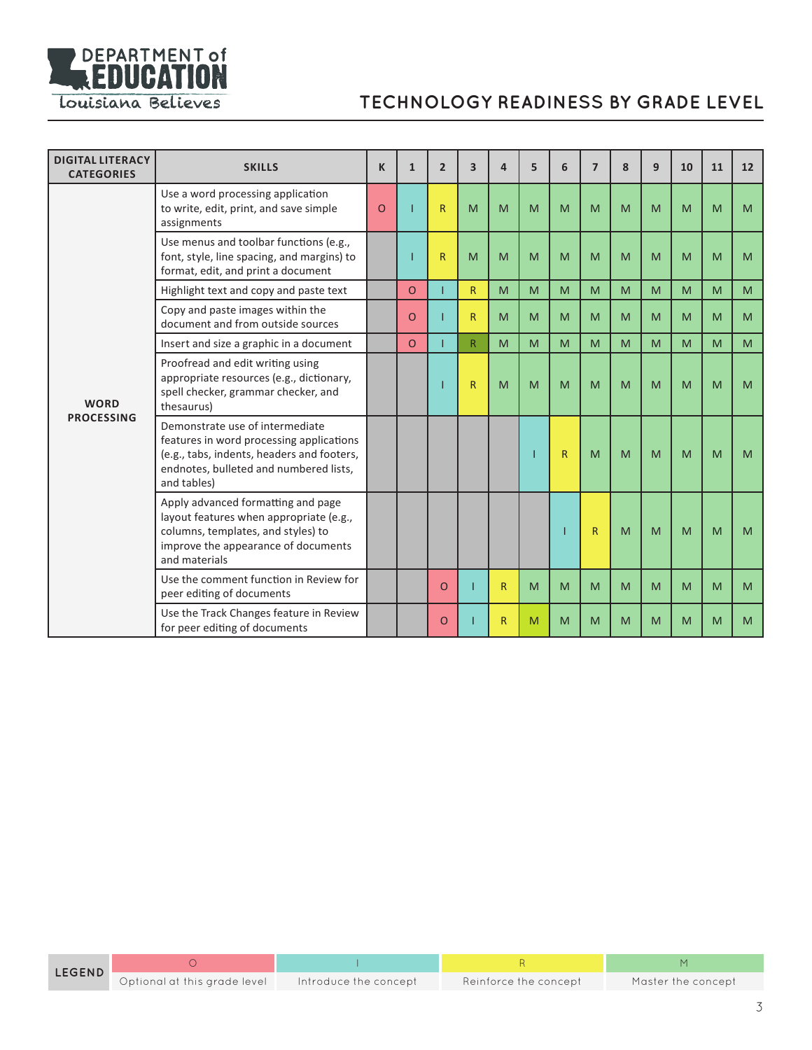# TECHNOLOGY READINESS BY GRADE LEVEL

| DIGITAL LITERACY CATEGORIES | SKILLS | K | 1 | 2 | 3 | 4 | 5 | 6 | 7 | 8 | 9 | 10 | 11 | 12 |
|---|---|---|---|---|---|---|---|---|---|---|---|---|---|---|
| WORD PROCESSING | Use a word processing application to write, edit, print, and save simple assignments | O | I | R | M | M | M | M | M | M | M | M | M | M |
| | Use menus and toolbar functions (e.g., font, style, line spacing, and margins) to format, edit, and print a document | | I | R | M | M | M | M | M | M | M | M | M | M |
| | Highlight text and copy and paste text | | O | I | R | M | M | M | M | M | M | M | M | M |
| | Copy and paste images within the document and from outside sources | | O | I | R | M | M | M | M | M | M | M | M | M |
| | Insert and size a graphic in a document | | O | I | R | M | M | M | M | M | M | M | M | M |
| | Proofread and edit writing using appropriate resources (e.g., dictionary, spell checker, grammar checker, and thesaurus) | | | I | R | M | M | M | M | M | M | M | M | M |
| | Demonstrate use of intermediate features in word processing applications (e.g., tabs, indents, headers and footers, endnotes, bulleted and numbered lists, and tables) | | | | | | I | R | M | M | M | M | M | M |
| | Apply advanced formatting and page layout features when appropriate (e.g., columns, templates, and styles) to improve the appearance of documents and materials | | | | | | | I | R | M | M | M | M | M |
| | Use the comment function in Review for peer editing of documents | | | O | I | R | M | M | M | M | M | M | M | M |
| | Use the Track Changes feature in Review for peer editing of documents | | | O | I | R | M | M | M | M | M | M | M | M |

| LEGEND | O | I | R | M |
|---|---|---|---|---|
| | Optional at this grade level | Introduce the concept | Reinforce the concept | Master the concept |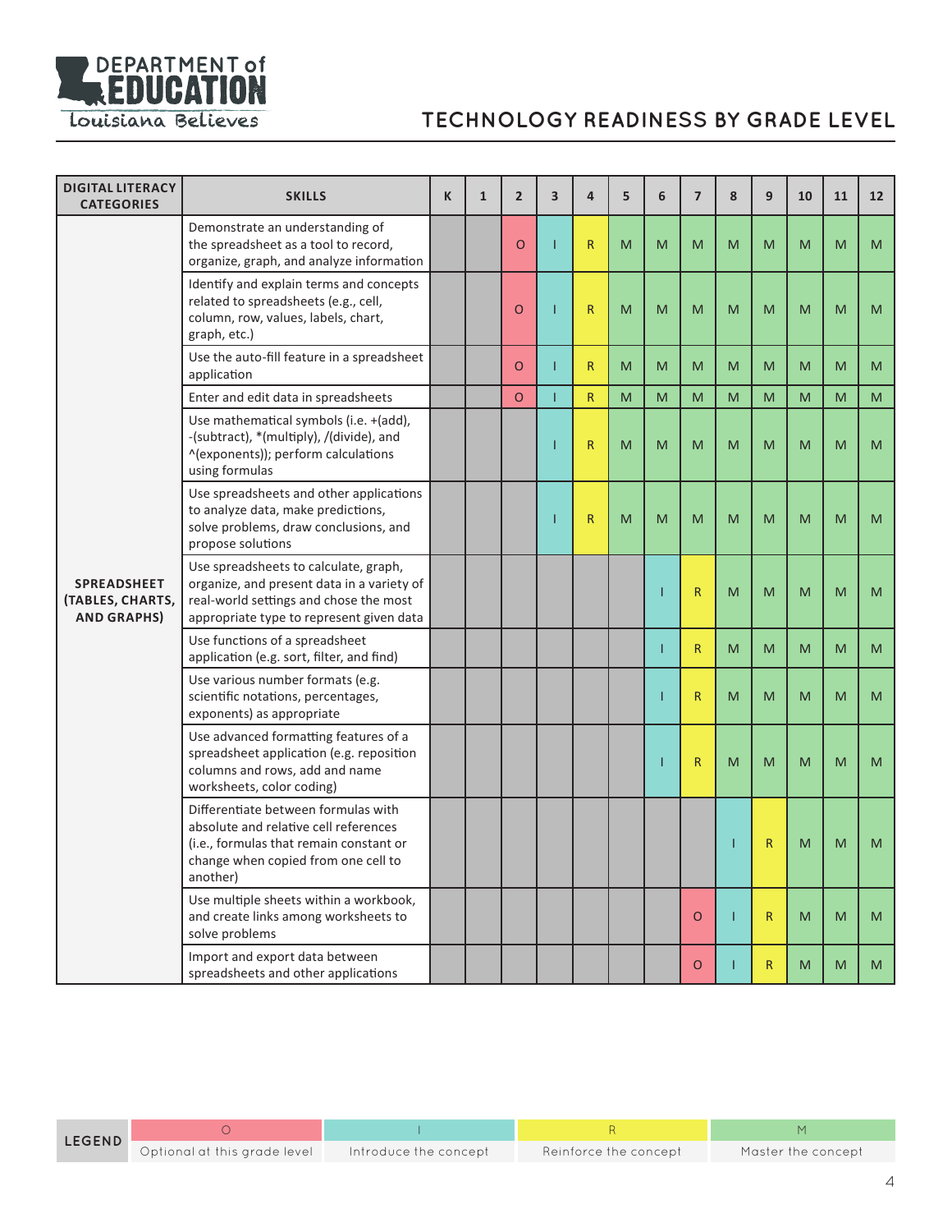# TECHNOLOGY READINESS BY GRADE LEVEL

| DIGITAL LITERACY CATEGORIES | SKILLS | K | 1 | 2 | 3 | 4 | 5 | 6 | 7 | 8 | 9 | 10 | 11 | 12 |
|---|---|---|---|---|---|---|---|---|---|---|---|---|---|---|
| SPREADSHEET (TABLES, CHARTS, AND GRAPHS) | Demonstrate an understanding of the spreadsheet as a tool to record, organize, graph, and analyze information | | | O | I | R | M | M | M | M | M | M | M | M |
| | Identify and explain terms and concepts related to spreadsheets (e.g., cell, column, row, values, labels, chart, graph, etc.) | | | O | I | R | M | M | M | M | M | M | M | M |
| | Use the auto-fill feature in a spreadsheet application | | | O | I | R | M | M | M | M | M | M | M | M |
| | Enter and edit data in spreadsheets | | | O | I | R | M | M | M | M | M | M | M | M |
| | Use mathematical symbols (i.e. +(add), -(subtract), *(multiply), /(divide), and ^(exponents)); perform calculations using formulas | | | | I | R | M | M | M | M | M | M | M | M |
| | Use spreadsheets and other applications to analyze data, make predictions, solve problems, draw conclusions, and propose solutions | | | | I | R | M | M | M | M | M | M | M | M |
| | Use spreadsheets to calculate, graph, organize, and present data in a variety of real-world settings and chose the most appropriate type to represent given data | | | | | | | I | R | M | M | M | M | M |
| | Use functions of a spreadsheet application (e.g. sort, filter, and find) | | | | | | | I | R | M | M | M | M | M |
| | Use various number formats (e.g. scientific notations, percentages, exponents) as appropriate | | | | | | | I | R | M | M | M | M | M |
| | Use advanced formatting features of a spreadsheet application (e.g. reposition columns and rows, add and name worksheets, color coding) | | | | | | | I | R | M | M | M | M | M |
| | Differentiate between formulas with absolute and relative cell references (i.e., formulas that remain constant or change when copied from one cell to another) | | | | | | | | | I | R | M | M | M |
| | Use multiple sheets within a workbook, and create links among worksheets to solve problems | | | | | | | | O | I | R | M | M | M |
| | Import and export data between spreadsheets and other applications | | | | | | | | O | I | R | M | M | M |

| LEGEND | O | I | R | M |
|---|---|---|---|---|
| | Optional at this grade level | Introduce the concept | Reinforce the concept | Master the concept |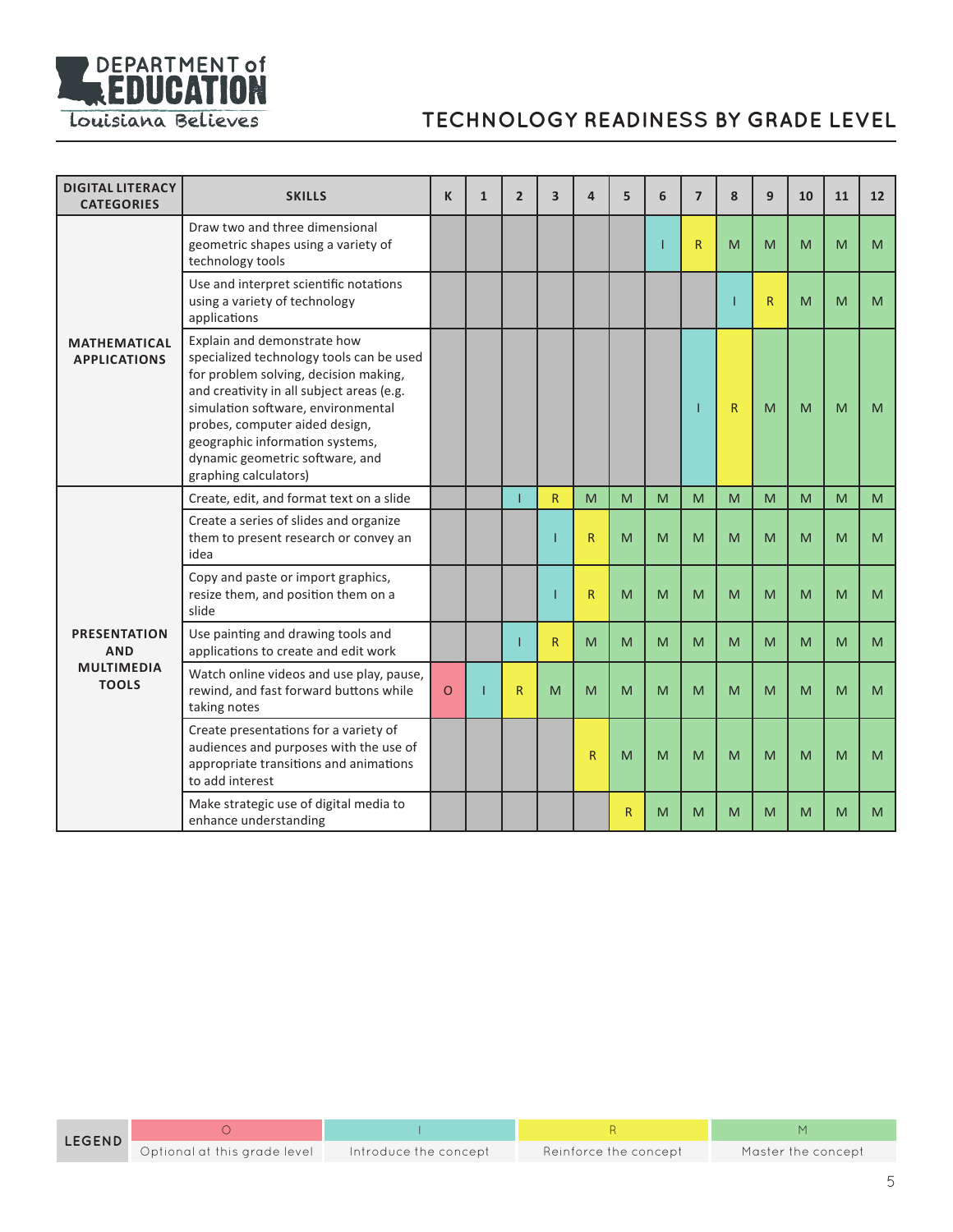# TECHNOLOGY READINESS BY GRADE LEVEL

| DIGITAL LITERACY CATEGORIES | SKILLS | K | 1 | 2 | 3 | 4 | 5 | 6 | 7 | 8 | 9 | 10 | 11 | 12 |
|---|---|---|---|---|---|---|---|---|---|---|---|---|---|---|
| MATHEMATICAL APPLICATIONS | Draw two and three dimensional geometric shapes using a variety of technology tools | | | | | | | I | R | M | M | M | M | M |
| | Use and interpret scientific notations using a variety of technology applications | | | | | | | | | I | R | M | M | M |
| | Explain and demonstrate how specialized technology tools can be used for problem solving, decision making, and creativity in all subject areas (e.g. simulation software, environmental probes, computer aided design, geographic information systems, dynamic geometric software, and graphing calculators) | | | | | | | | I | R | M | M | M | M |
| PRESENTATION AND MULTIMEDIA TOOLS | Create, edit, and format text on a slide | | | I | R | M | M | M | M | M | M | M | M | M |
| | Create a series of slides and organize them to present research or convey an idea | | | | I | R | M | M | M | M | M | M | M | M |
| | Copy and paste or import graphics, resize them, and position them on a slide | | | | I | R | M | M | M | M | M | M | M | M |
| | Use painting and drawing tools and applications to create and edit work | | | I | R | M | M | M | M | M | M | M | M | M |
| | Watch online videos and use play, pause, rewind, and fast forward buttons while taking notes | O | I | R | M | M | M | M | M | M | M | M | M | M |
| | Create presentations for a variety of audiences and purposes with the use of appropriate transitions and animations to add interest | | | | | R | M | M | M | M | M | M | M | M |
| | Make strategic use of digital media to enhance understanding | | | | | | R | M | M | M | M | M | M | M |

| LEGEND | O | I | R | M |
|---|---|---|---|---|
| | Optional at this grade level | Introduce the concept | Reinforce the concept | Master the concept |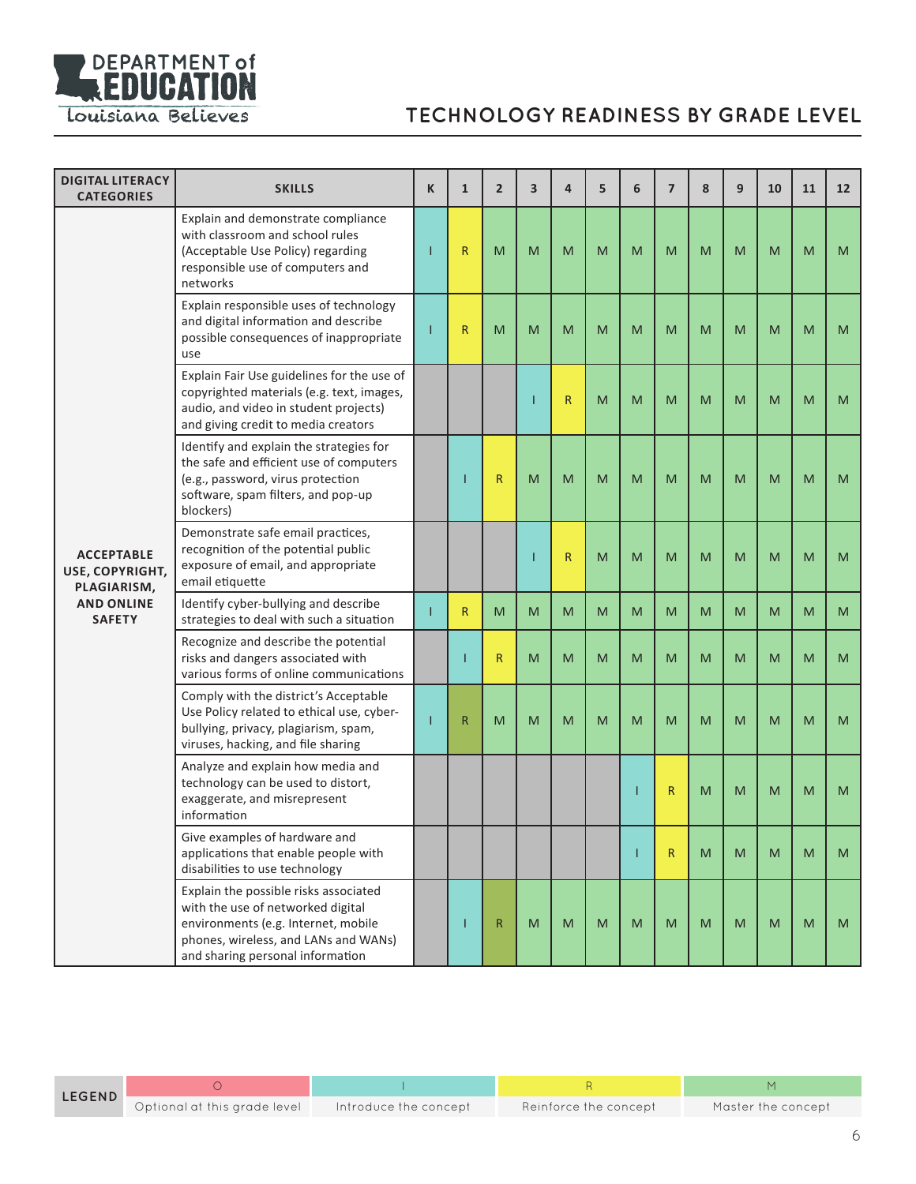# TECHNOLOGY READINESS BY GRADE LEVEL

| DIGITAL LITERACY CATEGORIES | SKILLS | K | 1 | 2 | 3 | 4 | 5 | 6 | 7 | 8 | 9 | 10 | 11 | 12 |
|---|---|---|---|---|---|---|---|---|---|---|---|---|---|---|
| ACCEPTABLE USE, COPYRIGHT, PLAGIARISM, AND ONLINE SAFETY | Explain and demonstrate compliance with classroom and school rules (Acceptable Use Policy) regarding responsible use of computers and networks | I | R | M | M | M | M | M | M | M | M | M | M | M |
| | Explain responsible uses of technology and digital information and describe possible consequences of inappropriate use | I | R | M | M | M | M | M | M | M | M | M | M | M |
| | Explain Fair Use guidelines for the use of copyrighted materials (e.g. text, images, audio, and video in student projects) and giving credit to media creators | | | | I | R | M | M | M | M | M | M | M | M |
| | Identify and explain the strategies for the safe and efficient use of computers (e.g., password, virus protection software, spam filters, and pop-up blockers) | | I | R | M | M | M | M | M | M | M | M | M | M |
| | Demonstrate safe email practices, recognition of the potential public exposure of email, and appropriate email etiquette | | | | I | R | M | M | M | M | M | M | M | M |
| | Identify cyber-bullying and describe strategies to deal with such a situation | I | R | M | M | M | M | M | M | M | M | M | M | M |
| | Recognize and describe the potential risks and dangers associated with various forms of online communications | | I | R | M | M | M | M | M | M | M | M | M | M |
| | Comply with the district's Acceptable Use Policy related to ethical use, cyber-bullying, privacy, plagiarism, spam, viruses, hacking, and file sharing | I | R | M | M | M | M | M | M | M | M | M | M | M |
| | Analyze and explain how media and technology can be used to distort, exaggerate, and misrepresent information | | | | | | | I | R | M | M | M | M | M |
| | Give examples of hardware and applications that enable people with disabilities to use technology | | | | | | | I | R | M | M | M | M | M |
| | Explain the possible risks associated with the use of networked digital environments (e.g. Internet, mobile phones, wireless, and LANs and WANs) and sharing personal information | | I | R | M | M | M | M | M | M | M | M | M | M |

| LEGEND | O | I | R | M |
|---|---|---|---|---|
| | Optional at this grade level | Introduce the concept | Reinforce the concept | Master the concept |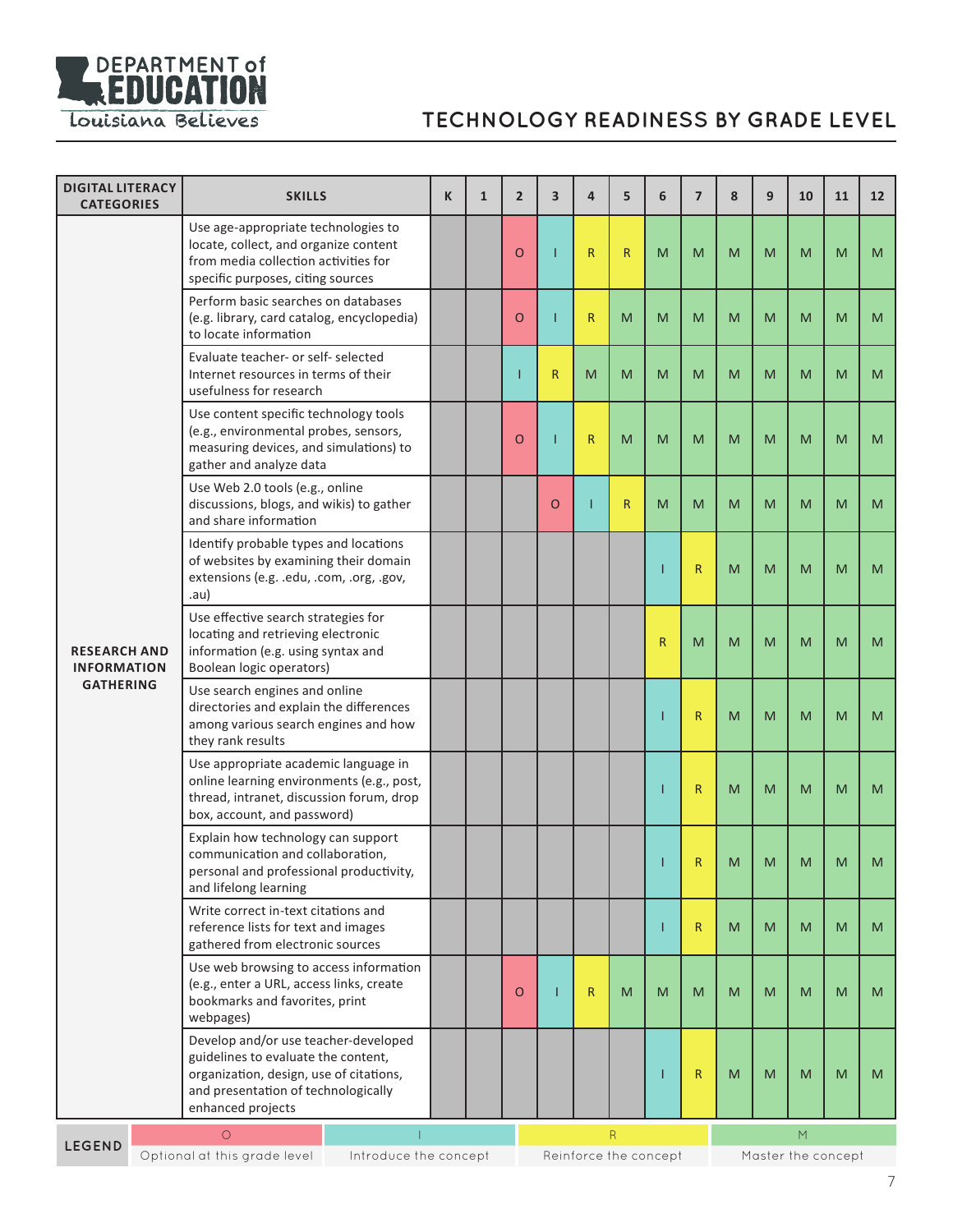# TECHNOLOGY READINESS BY GRADE LEVEL

| DIGITAL LITERACY CATEGORIES | SKILLS | K | 1 | 2 | 3 | 4 | 5 | 6 | 7 | 8 | 9 | 10 | 11 | 12 |
|---|---|---|---|---|---|---|---|---|---|---|---|---|---|---|
| RESEARCH AND INFORMATION GATHERING | Use age-appropriate technologies to locate, collect, and organize content from media collection activities for specific purposes, citing sources | | | O | I | R | R | M | M | M | M | M | M | M |
| | Perform basic searches on databases (e.g. library, card catalog, encyclopedia) to locate information | | | O | I | R | M | M | M | M | M | M | M | M |
| | Evaluate teacher- or self- selected Internet resources in terms of their usefulness for research | | | I | R | M | M | M | M | M | M | M | M | M |
| | Use content specific technology tools (e.g., environmental probes, sensors, measuring devices, and simulations) to gather and analyze data | | | O | I | R | M | M | M | M | M | M | M | M |
| | Use Web 2.0 tools (e.g., online discussions, blogs, and wikis) to gather and share information | | | | O | I | R | M | M | M | M | M | M | M |
| | Identify probable types and locations of websites by examining their domain extensions (e.g. .edu, .com, .org, .gov, .au) | | | | | | | I | R | M | M | M | M | M |
| | Use effective search strategies for locating and retrieving electronic information (e.g. using syntax and Boolean logic operators) | | | | | | | R | M | M | M | M | M | M |
| | Use search engines and online directories and explain the differences among various search engines and how they rank results | | | | | | | I | R | M | M | M | M | M |
| | Use appropriate academic language in online learning environments (e.g., post, thread, intranet, discussion forum, drop box, account, and password) | | | | | | | I | R | M | M | M | M | M |
| | Explain how technology can support communication and collaboration, personal and professional productivity, and lifelong learning | | | | | | | I | R | M | M | M | M | M |
| | Write correct in-text citations and reference lists for text and images gathered from electronic sources | | | | | | | I | R | M | M | M | M | M |
| | Use web browsing to access information (e.g., enter a URL, access links, create bookmarks and favorites, print webpages) | | | O | I | R | M | M | M | M | M | M | M | M |
| | Develop and/or use teacher-developed guidelines to evaluate the content, organization, design, use of citations, and presentation of technologically enhanced projects | | | | | | | I | R | M | M | M | M | M |

| LEGEND | O | I | R | M |
|---|---|---|---|---|
| | Optional at this grade level | Introduce the concept | Reinforce the concept | Master the concept |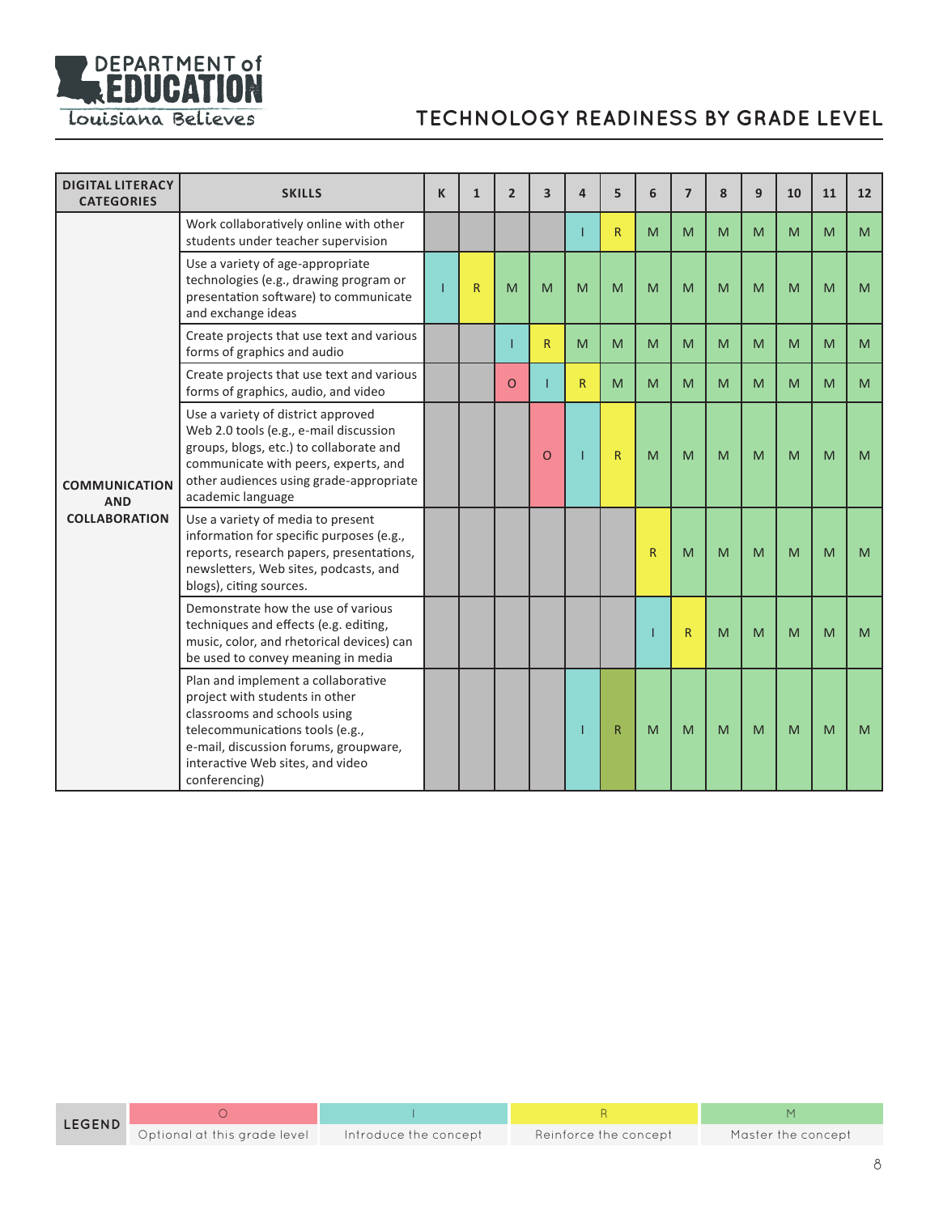# TECHNOLOGY READINESS BY GRADE LEVEL

| DIGITAL LITERACY CATEGORIES | SKILLS | K | 1 | 2 | 3 | 4 | 5 | 6 | 7 | 8 | 9 | 10 | 11 | 12 |
|---|---|---|---|---|---|---|---|---|---|---|---|---|---|---|
| COMMUNICATION AND COLLABORATION | Work collaboratively online with other students under teacher supervision | | | | | I | R | M | M | M | M | M | M | M |
| | Use a variety of age-appropriate technologies (e.g., drawing program or presentation software) to communicate and exchange ideas | I | R | M | M | M | M | M | M | M | M | M | M | M |
| | Create projects that use text and various forms of graphics and audio | | | I | R | M | M | M | M | M | M | M | M | M |
| | Create projects that use text and various forms of graphics, audio, and video | | | O | I | R | M | M | M | M | M | M | M | M |
| | Use a variety of district approved Web 2.0 tools (e.g., e-mail discussion groups, blogs, etc.) to collaborate and communicate with peers, experts, and other audiences using grade-appropriate academic language | | | | O | I | R | M | M | M | M | M | M | M |
| | Use a variety of media to present information for specific purposes (e.g., reports, research papers, presentations, newsletters, Web sites, podcasts, and blogs), citing sources. | | | | | | | R | M | M | M | M | M | M |
| | Demonstrate how the use of various techniques and effects (e.g. editing, music, color, and rhetorical devices) can be used to convey meaning in media | | | | | | | I | R | M | M | M | M | M |
| | Plan and implement a collaborative project with students in other classrooms and schools using telecommunications tools (e.g., e-mail, discussion forums, groupware, interactive Web sites, and video conferencing) | | | | | I | R | M | M | M | M | M | M | M |

| LEGEND | O | I | R | M |
|---|---|---|---|---|
| | Optional at this grade level | Introduce the concept | Reinforce the concept | Master the concept |